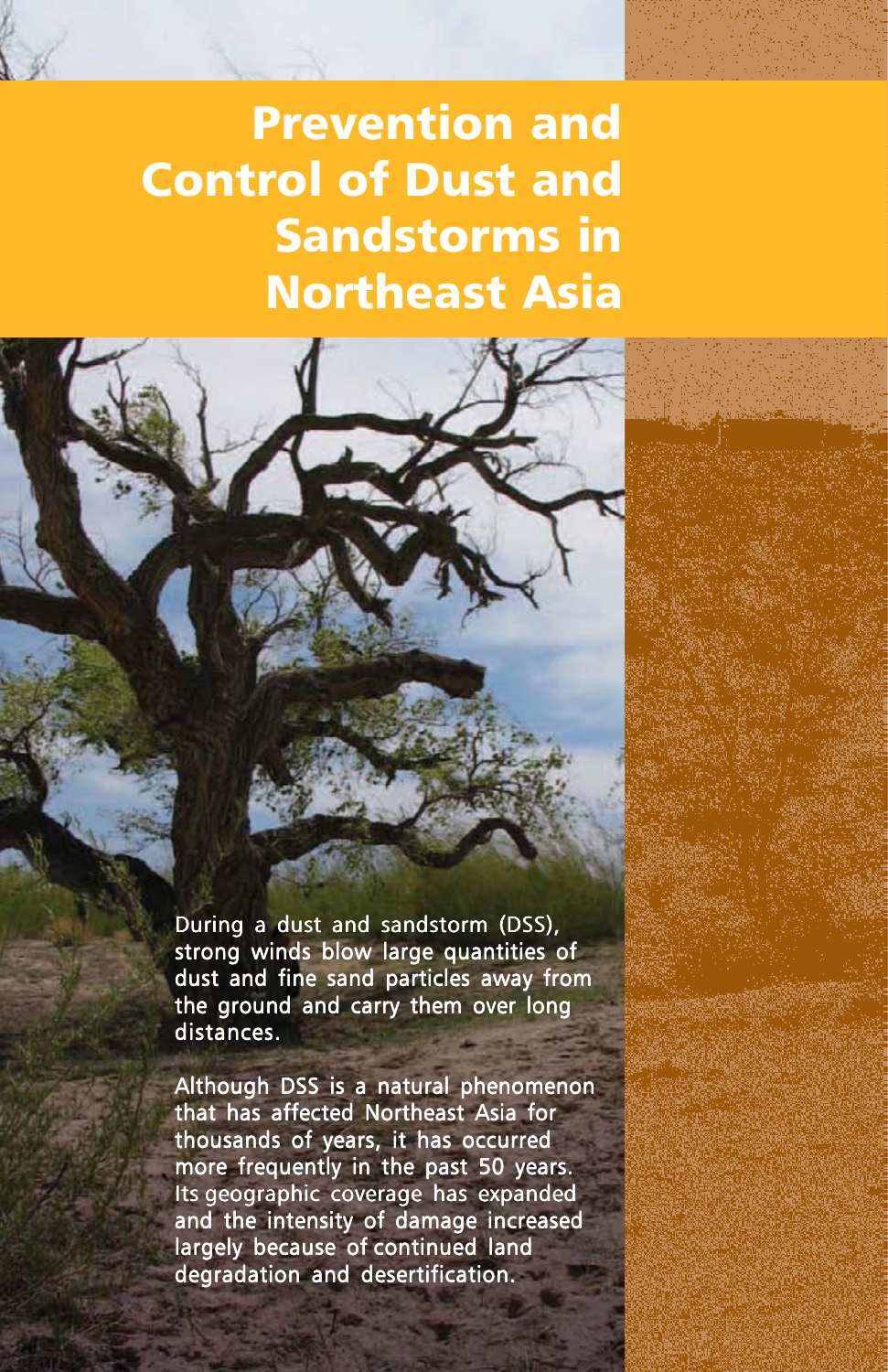# Prevention and Control of Dust and Sandstorms in Northeast Asia

During a dust and sandstorm (DSS), strong winds blow large quantities of dust and fine sand particles away from the ground and carry them over long distances.

Although DSS is a natural phenomenon that has affected Northeast Asia for thousands of years, it has occurred more frequently in the past 50 years. Its geographic coverage has expanded and the intensity of damage increased largely because of continued land degradation and desertification.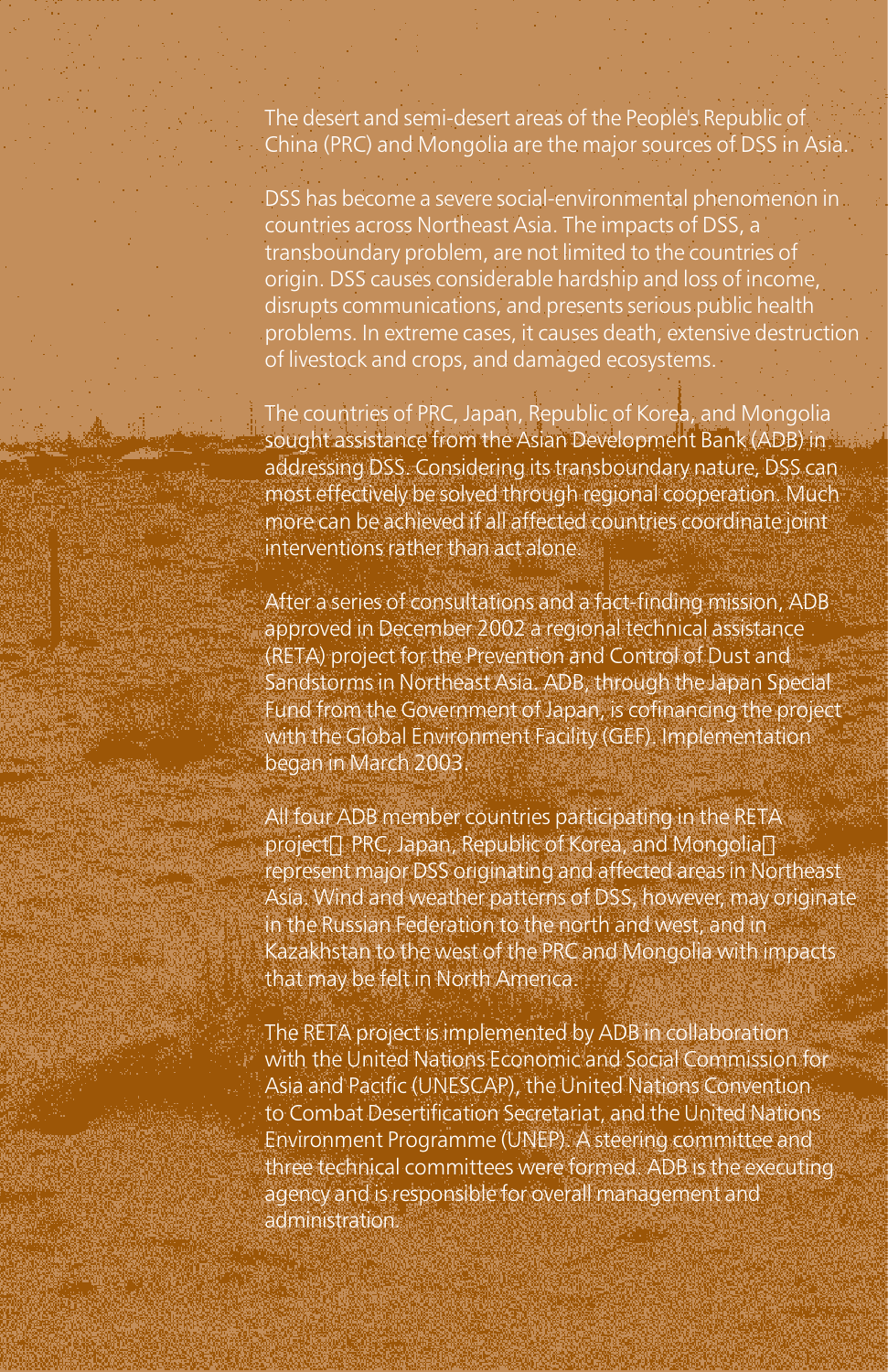The desert and semi-desert areas of the People's Republic of China (PRC) and Mongolia are the major sources of DSS in Asia.

DSS has become a severe social-environmental phenomenon in countries across Northeast Asia. The impacts of DSS, a transboundary problem, are not limited to the countries of origin. DSS causes considerable hardship and loss of income, disrupts communications, and presents serious public health problems. In extreme cases, it causes death, extensive destruction of livestock and crops, and damaged ecosystems.

The countries of PRC, Japan, Republic of Korea, and Mongolia sought assistance from the Asian Development Bank (ADB) in addressing DSS. Considering its transboundary nature, DSS can most effectively be solved through regional cooperation. Much more can be achieved if all affected countries coordinate joint interventions rather than act alone.

After a series of consultations and a fact-finding mission, ADB approved in December 2002 a regional technical assistance (RETA) project for the Prevention and Control of Dust and Sandstorms in Northeast Asia. ADB, through the Japan Special Fund from the Government of Japan, is cofinancing the project with the Global Environment Facility (GEF). Implementation began in March 2003.

All four ADB member countries participating in the RETA project PRC, Japan, Republic of Korea, and Mongolia represent major DSS originating and affected areas in Northeast Asia. Wind and weather patterns of DSS, however, may originate in the Russian Federation to the north and west, and in Kazakhstan to the west of the PRC and Mongolia with impacts that may be felt in North America.

The RETA project is implemented by ADB in collaboration with the United Nations Economic and Social Commission for Asia and Pacific (UNESCAP), the United Nations Convention to Combat Desertification Secretariat, and the United Nations Environment Programme (UNEP). A steering committee and three technical committees were formed. ADB is the executing agency and is responsible for overall management and administration.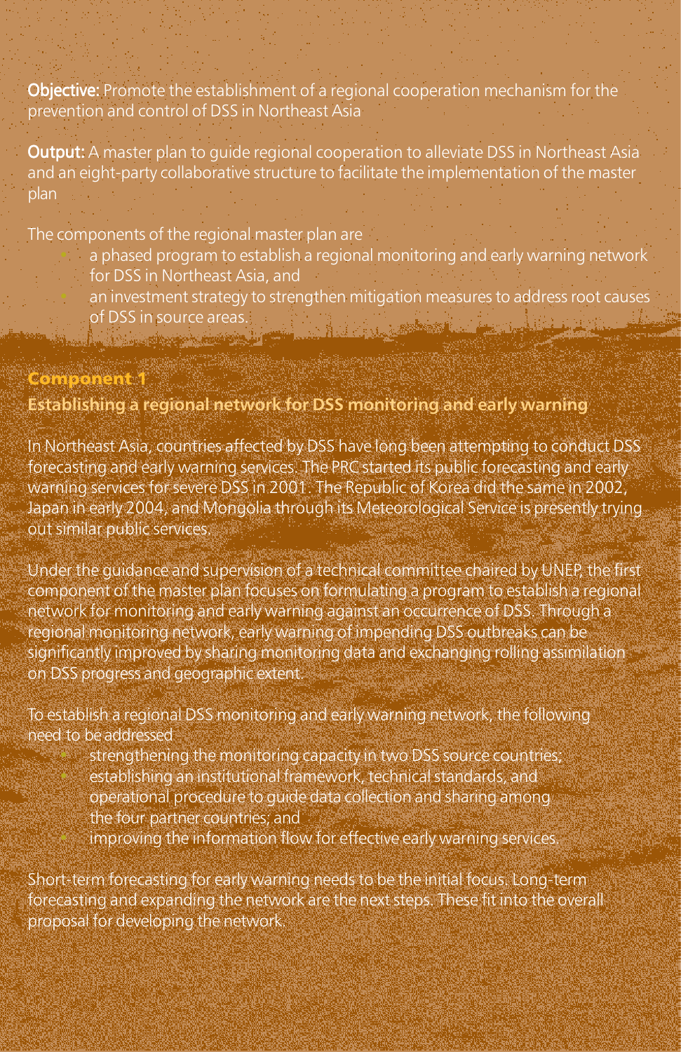**Objective:** Promote the establishment of a regional cooperation mechanism for the prevention and control of DSS in Northeast Asia

**Output:** A master plan to guide regional cooperation to alleviate DSS in Northeast Asia and an eight-party collaborative structure to facilitate the implementation of the master plan

The components of the regional master plan are

- a phased program to establish a regional monitoring and early warning network for DSS in Northeast Asia, and
- an investment strategy to strengthen mitigation measures to address root causes of DSS in source areas.

## Component 1

### Establishing a regional network for DSS monitoring and early warning

In Northeast Asia, countries affected by DSS have long been attempting to conduct DSS forecasting and early warning services. The PRC started its public forecasting and early warning services for severe DSS in 2001. The Republic of Korea did the same in 2002, Japan in early 2004, and Mongolia through its Meteorological Service is presently trying out similar public services.

Under the guidance and supervision of a technical committee chaired by UNEP, the first component of the master plan focuses on formulating a program to establish a regional network for monitoring and early warning against an occurrence of DSS. Through a regional monitoring network, early warning of impending DSS outbreaks can be significantly improved by sharing monitoring data and exchanging rolling assimilation on DSS progress and geographic extent.

To establish a regional DSS monitoring and early warning network, the following need to be addressed

- strengthening the monitoring capacity in two DSS source countries;
- establishing an institutional framework, technical standards, and operational procedure to guide data collection and sharing among the four partner countries; and
- improving the information flow for effective early warning services.

Short-term forecasting for early warning needs to be the initial focus. Long-term forecasting and expanding the network are the next steps. These fit into the overall proposal for developing the network.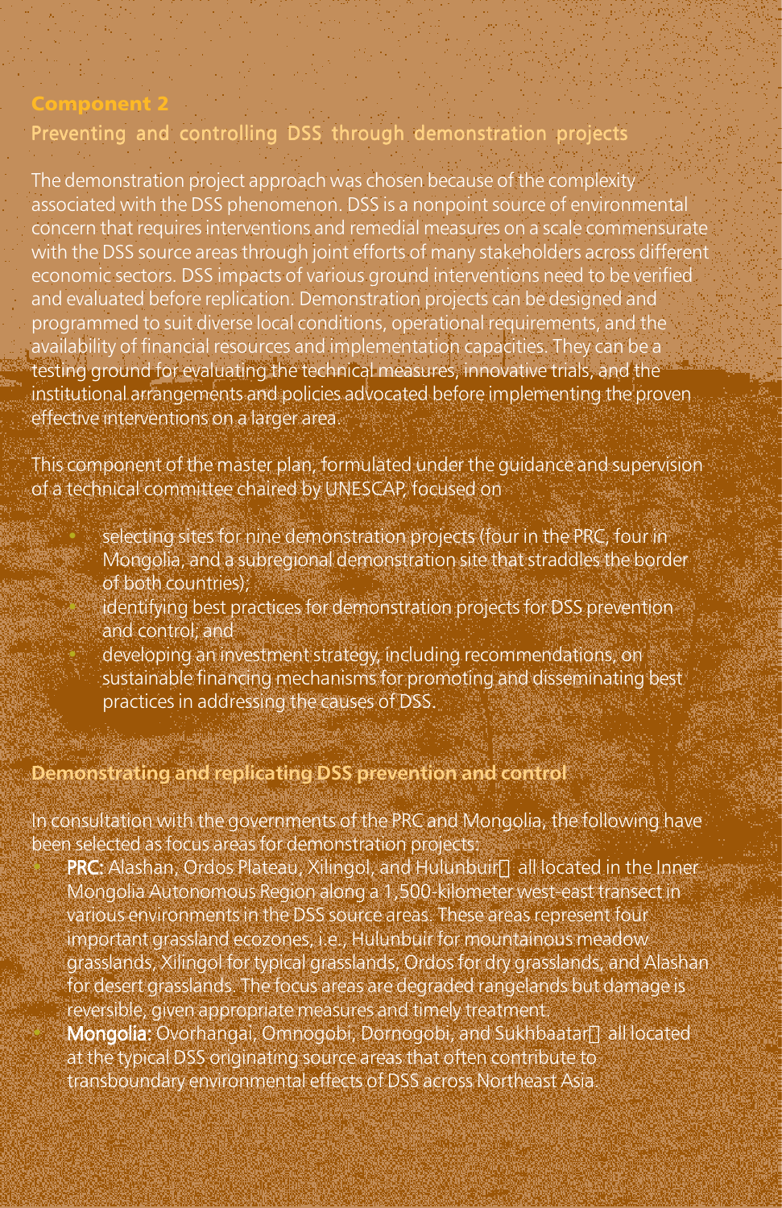## Component 2

## Preventing and controlling DSS through demonstration projects

The demonstration project approach was chosen because of the complexity associated with the DSS phenomenon. DSS is a nonpoint source of environmental concern that requires interventions and remedial measures on a scale commensurate with the DSS source areas through joint efforts of many stakeholders across different economic sectors. DSS impacts of various ground interventions need to be verified and evaluated before replication. Demonstration projects can be designed and programmed to suit diverse local conditions, operational requirements, and the availability of financial resources and implementation capacities. They can be a testing ground for evaluating the technical measures, innovative trials, and the institutional arrangements and policies advocated before implementing the proven effective interventions on a larger area.

This component of the master plan, formulated under the guidance and supervision of a technical committee chaired by UNESCAP, focused on

- selecting sites for nine demonstration projects (four in the PRC, four in Mongolia, and a subregional demonstration site that straddles the border of both countries);
- identifying best practices for demonstration projects for DSS prevention and control; and
- developing an investment strategy, including recommendations, on sustainable financing mechanisms for promoting and disseminating best practices in addressing the causes of DSS.

### Demonstrating and replicating DSS prevention and control

In consultation with the governments of the PRC and Mongolia, the following have been selected as focus areas for demonstration projects:

- **PRC:** Alashan, Ordos Plateau, Xilingol, and Hulunbuir all located in the Inner Mongolia Autonomous Region along a 1,500-kilometer west-east transect in various environments in the DSS source areas. These areas represent four important grassland ecozones, i.e., Hulunbuir for mountainous meadow grasslands, Xilingol for typical grasslands, Ordos for dry grasslands, and Alashan for desert grasslands. The focus areas are degraded rangelands but damage is reversible, given appropriate measures and timely treatment.
- **Mongolia:** Ovorhangai, Omnogobi, Dornogobi, and Sukhbaatar all located at the typical DSS originating source areas that often contribute to transboundary environmental effects of DSS across Northeast Asia.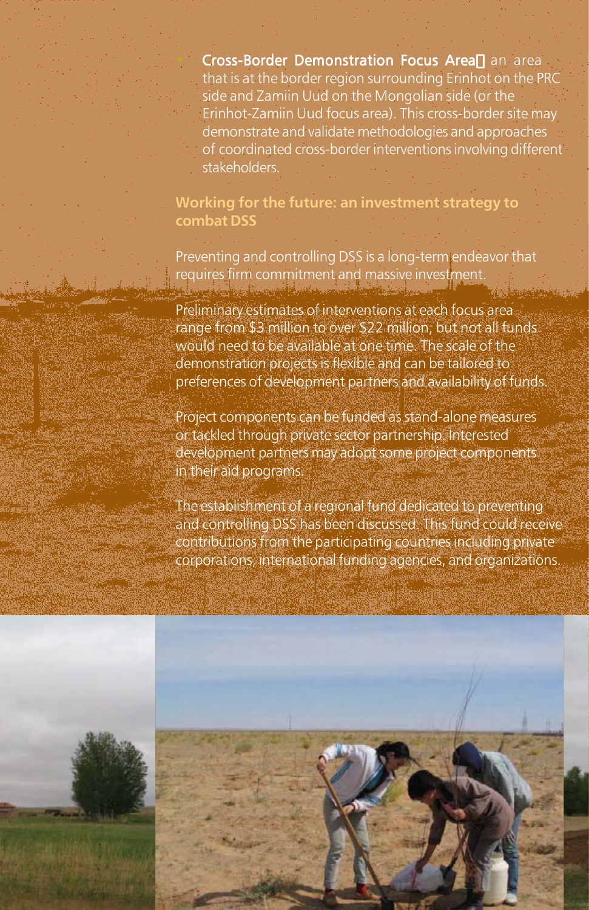- **Cross-Border Demonstration Focus Area**: an area that is at the border region surrounding Erinhot on the PRC side and Zamiin Uud on the Mongolian side (or the Erinhot-Zamiin Uud focus area). This cross-border site may demonstrate and validate methodologies and approaches of coordinated cross-border interventions involving different stakeholders.

## Working for the future: an investment strategy to combat DSS

Preventing and controlling DSS is a long-term endeavor that requires firm commitment and massive investment.

Preliminary estimates of interventions at each focus area range from $3 million to over $22 million, but not all funds would need to be available at one time. The scale of the demonstration projects is flexible and can be tailored to preferences of development partners and availability of funds.

Project components can be funded as stand-alone measures or tackled through private sector partnership. Interested development partners may adopt some project components in their aid programs.

The establishment of a regional fund dedicated to preventing and controlling DSS has been discussed. This fund could receive contributions from the participating countries including private corporations, international funding agencies, and organizations.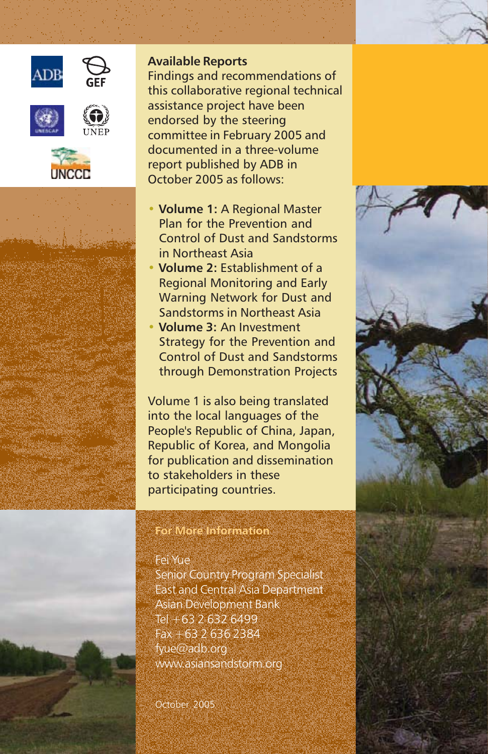## Available Reports

Findings and recommendations of this collaborative regional technical assistance project have been endorsed by the steering committee in February 2005 and documented in a three-volume report published by ADB in October 2005 as follows:

- **Volume 1:** A Regional Master Plan for the Prevention and Control of Dust and Sandstorms in Northeast Asia
- **Volume 2:** Establishment of a Regional Monitoring and Early Warning Network for Dust and Sandstorms in Northeast Asia
- **Volume 3:** An Investment Strategy for the Prevention and Control of Dust and Sandstorms through Demonstration Projects

Volume 1 is also being translated into the local languages of the People's Republic of China, Japan, Republic of Korea, and Mongolia for publication and dissemination to stakeholders in these participating countries.

**For More Information**

Fei Yue
Senior Country Program Specialist
East and Central Asia Department
Asian Development Bank
Tel +63 2 632 6499
Fax +63 2 636 2384
fyue@adb.org
www.asiansandstorm.org

October 2005